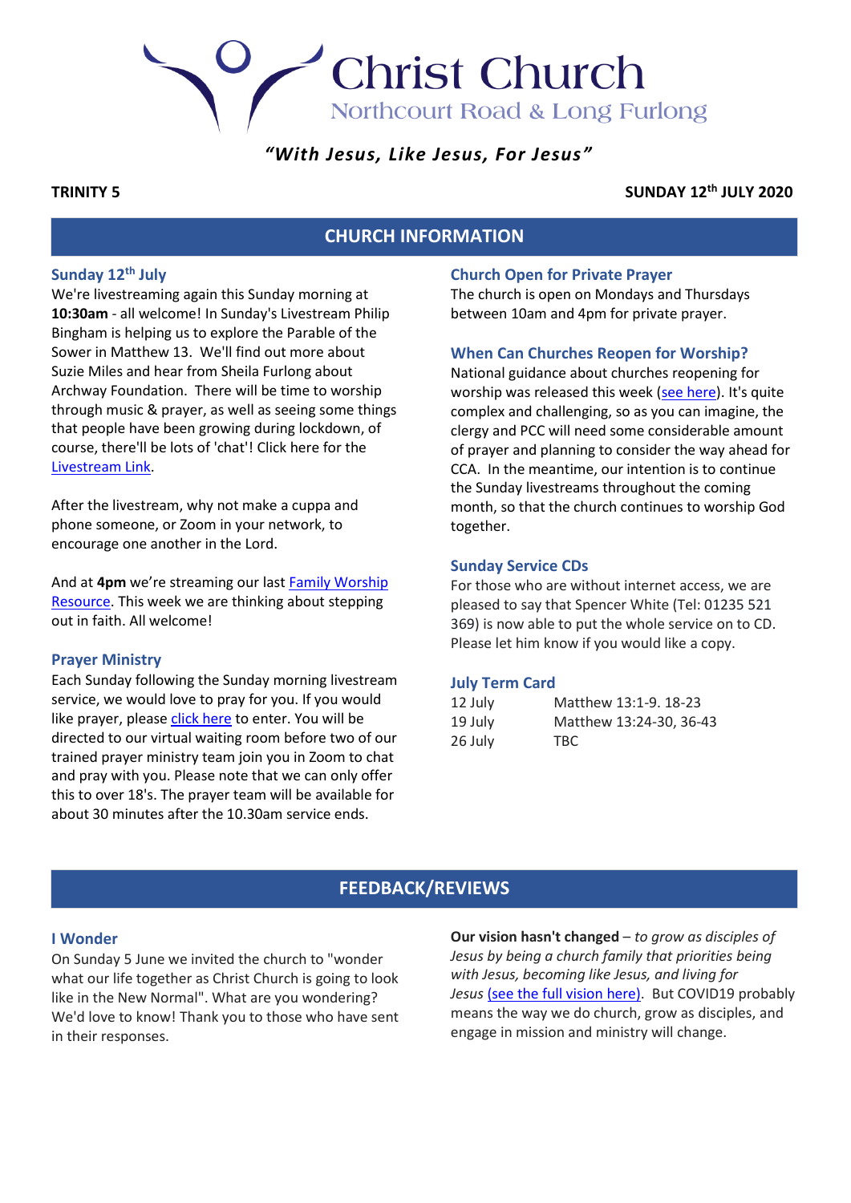# Christ Church

Northcourt Road & Long Furlong

***"With Jesus, Like Jesus, For Jesus"***

**TRINITY 5** **SUNDAY 12th JULY 2020**

## CHURCH INFORMATION

### Sunday 12th July

We're livestreaming again this Sunday morning at **10:30am** - all welcome! In Sunday's Livestream Philip Bingham is helping us to explore the Parable of the Sower in Matthew 13. We'll find out more about Suzie Miles and hear from Sheila Furlong about Archway Foundation. There will be time to worship through music & prayer, as well as seeing some things that people have been growing during lockdown, of course, there'll be lots of 'chat'! Click here for the Livestream Link.

After the livestream, why not make a cuppa and phone someone, or Zoom in your network, to encourage one another in the Lord.

And at **4pm** we're streaming our last Family Worship Resource. This week we are thinking about stepping out in faith. All welcome!

### Prayer Ministry

Each Sunday following the Sunday morning livestream service, we would love to pray for you. If you would like prayer, please click here to enter. You will be directed to our virtual waiting room before two of our trained prayer ministry team join you in Zoom to chat and pray with you. Please note that we can only offer this to over 18's. The prayer team will be available for about 30 minutes after the 10.30am service ends.

### Church Open for Private Prayer

The church is open on Mondays and Thursdays between 10am and 4pm for private prayer.

### When Can Churches Reopen for Worship?

National guidance about churches reopening for worship was released this week (see here). It's quite complex and challenging, so as you can imagine, the clergy and PCC will need some considerable amount of prayer and planning to consider the way ahead for CCA. In the meantime, our intention is to continue the Sunday livestreams throughout the coming month, so that the church continues to worship God together.

### Sunday Service CDs

For those who are without internet access, we are pleased to say that Spencer White (Tel: 01235 521 369) is now able to put the whole service on to CD. Please let him know if you would like a copy.

### July Term Card

| | |
|---|---|
| 12 July | Matthew 13:1-9. 18-23 |
| 19 July | Matthew 13:24-30, 36-43 |
| 26 July | TBC |

## FEEDBACK/REVIEWS

### I Wonder

On Sunday 5 June we invited the church to "wonder what our life together as Christ Church is going to look like in the New Normal". What are you wondering? We'd love to know! Thank you to those who have sent in their responses.

**Our vision hasn't changed** – *to grow as disciples of Jesus by being a church family that priorities being with Jesus, becoming like Jesus, and living for Jesus* (see the full vision here). But COVID19 probably means the way we do church, grow as disciples, and engage in mission and ministry will change.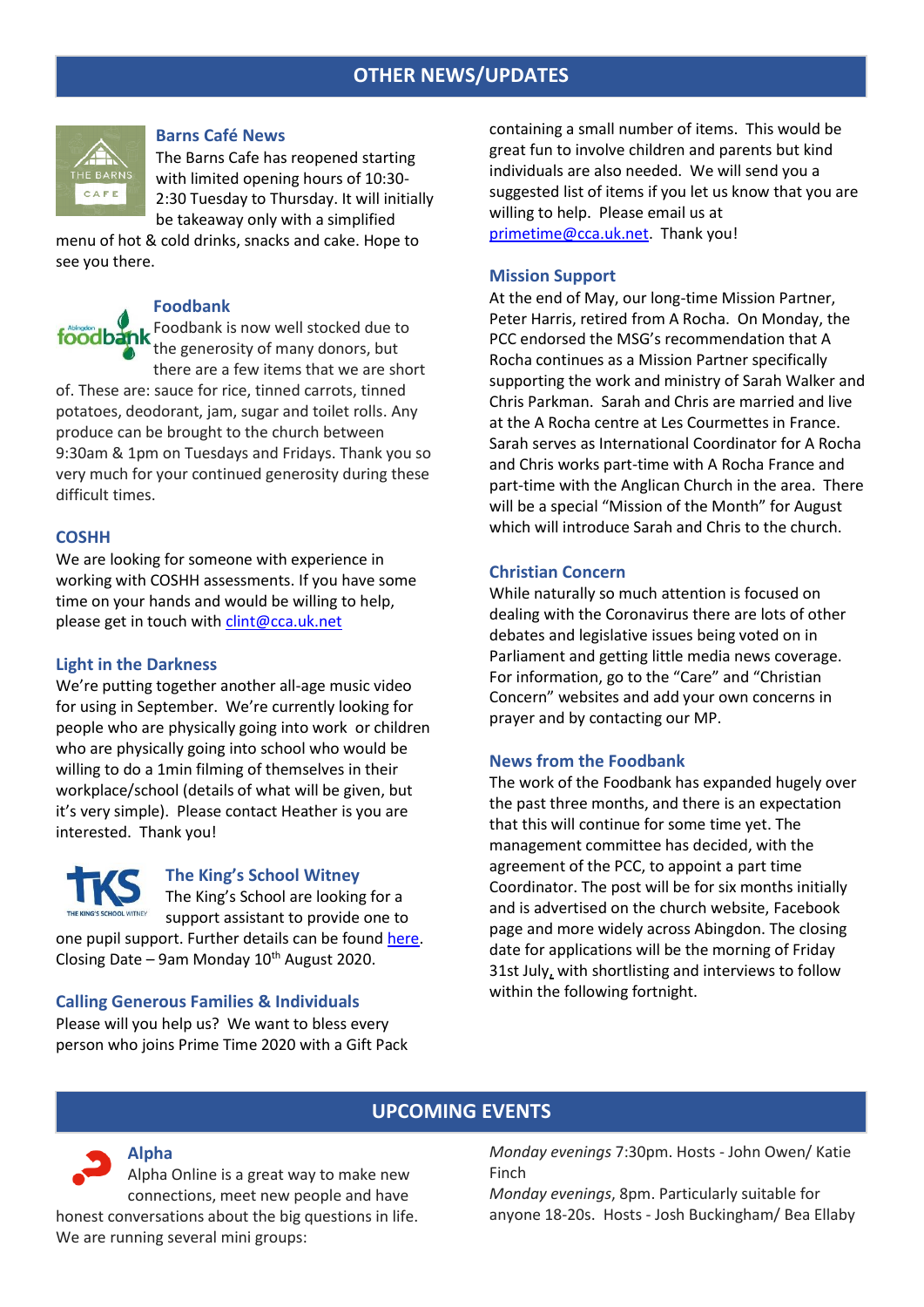## OTHER NEWS/UPDATES

### Barns Café News

The Barns Cafe has reopened starting with limited opening hours of 10:30-2:30 Tuesday to Thursday. It will initially be takeaway only with a simplified menu of hot & cold drinks, snacks and cake. Hope to see you there.

### Foodbank

Foodbank is now well stocked due to the generosity of many donors, but there are a few items that we are short of. These are: sauce for rice, tinned carrots, tinned potatoes, deodorant, jam, sugar and toilet rolls. Any produce can be brought to the church between 9:30am & 1pm on Tuesdays and Fridays. Thank you so very much for your continued generosity during these difficult times.

### COSHH

We are looking for someone with experience in working with COSHH assessments. If you have some time on your hands and would be willing to help, please get in touch with clint@cca.uk.net

### Light in the Darkness

We're putting together another all-age music video for using in September. We're currently looking for people who are physically going into work or children who are physically going into school who would be willing to do a 1min filming of themselves in their workplace/school (details of what will be given, but it's very simple). Please contact Heather is you are interested. Thank you!

### The King's School Witney

The King's School are looking for a support assistant to provide one to one pupil support. Further details can be found here. Closing Date – 9am Monday 10th August 2020.

### Calling Generous Families & Individuals

Please will you help us? We want to bless every person who joins Prime Time 2020 with a Gift Pack containing a small number of items. This would be great fun to involve children and parents but kind individuals are also needed. We will send you a suggested list of items if you let us know that you are willing to help. Please email us at primetime@cca.uk.net. Thank you!

### Mission Support

At the end of May, our long-time Mission Partner, Peter Harris, retired from A Rocha. On Monday, the PCC endorsed the MSG's recommendation that A Rocha continues as a Mission Partner specifically supporting the work and ministry of Sarah Walker and Chris Parkman. Sarah and Chris are married and live at the A Rocha centre at Les Courmettes in France. Sarah serves as International Coordinator for A Rocha and Chris works part-time with A Rocha France and part-time with the Anglican Church in the area. There will be a special "Mission of the Month" for August which will introduce Sarah and Chris to the church.

### Christian Concern

While naturally so much attention is focused on dealing with the Coronavirus there are lots of other debates and legislative issues being voted on in Parliament and getting little media news coverage. For information, go to the "Care" and "Christian Concern" websites and add your own concerns in prayer and by contacting our MP.

### News from the Foodbank

The work of the Foodbank has expanded hugely over the past three months, and there is an expectation that this will continue for some time yet. The management committee has decided, with the agreement of the PCC, to appoint a part time Coordinator. The post will be for six months initially and is advertised on the church website, Facebook page and more widely across Abingdon. The closing date for applications will be the morning of Friday 31st July, with shortlisting and interviews to follow within the following fortnight.

## UPCOMING EVENTS

### Alpha

Alpha Online is a great way to make new connections, meet new people and have honest conversations about the big questions in life. We are running several mini groups:

*Monday evenings* 7:30pm. Hosts - John Owen/ Katie Finch

*Monday evenings*, 8pm. Particularly suitable for anyone 18-20s. Hosts - Josh Buckingham/ Bea Ellaby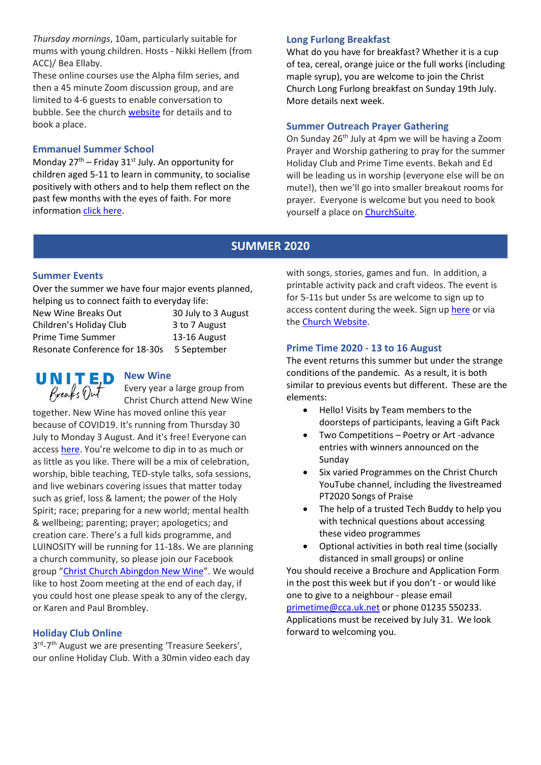*Thursday mornings*, 10am, particularly suitable for mums with young children. Hosts - Nikki Hellem (from ACC)/ Bea Ellaby.

These online courses use the Alpha film series, and then a 45 minute Zoom discussion group, and are limited to 4-6 guests to enable conversation to bubble. See the church website for details and to book a place.

### Emmanuel Summer School

Monday 27th – Friday 31st July. An opportunity for children aged 5-11 to learn in community, to socialise positively with others and to help them reflect on the past few months with the eyes of faith. For more information click here.

### Long Furlong Breakfast

What do you have for breakfast? Whether it is a cup of tea, cereal, orange juice or the full works (including maple syrup), you are welcome to join the Christ Church Long Furlong breakfast on Sunday 19th July. More details next week.

### Summer Outreach Prayer Gathering

On Sunday 26th July at 4pm we will be having a Zoom Prayer and Worship gathering to pray for the summer Holiday Club and Prime Time events. Bekah and Ed will be leading us in worship (everyone else will be on mute!), then we'll go into smaller breakout rooms for prayer. Everyone is welcome but you need to book yourself a place on ChurchSuite.

## SUMMER 2020

### Summer Events

Over the summer we have four major events planned, helping us to connect faith to everyday life:

| | |
|---|---|
| New Wine Breaks Out | 30 July to 3 August |
| Children's Holiday Club | 3 to 7 August |
| Prime Time Summer | 13-16 August |
| Resonate Conference for 18-30s | 5 September |

UNITED Breaks Out

### New Wine

Every year a large group from Christ Church attend New Wine together. New Wine has moved online this year because of COVID19. It's running from Thursday 30 July to Monday 3 August. And it's free! Everyone can access here. You're welcome to dip in to as much or as little as you like. There will be a mix of celebration, worship, bible teaching, TED-style talks, sofa sessions, and live webinars covering issues that matter today such as grief, loss & lament; the power of the Holy Spirit; race; preparing for a new world; mental health & wellbeing; parenting; prayer; apologetics; and creation care. There's a full kids programme, and LUINOSITY will be running for 11-18s. We are planning a church community, so please join our Facebook group "Christ Church Abingdon New Wine". We would like to host Zoom meeting at the end of each day, if you could host one please speak to any of the clergy, or Karen and Paul Brombley.

### Holiday Club Online

3rd-7th August we are presenting 'Treasure Seekers', our online Holiday Club. With a 30min video each day with songs, stories, games and fun. In addition, a printable activity pack and craft videos. The event is for 5-11s but under 5s are welcome to sign up to access content during the week. Sign up here or via the Church Website.

### Prime Time 2020 - 13 to 16 August

The event returns this summer but under the strange conditions of the pandemic. As a result, it is both similar to previous events but different. These are the elements:

- Hello! Visits by Team members to the doorsteps of participants, leaving a Gift Pack
- Two Competitions – Poetry or Art -advance entries with winners announced on the Sunday
- Six varied Programmes on the Christ Church YouTube channel, including the livestreamed PT2020 Songs of Praise
- The help of a trusted Tech Buddy to help you with technical questions about accessing these video programmes
- Optional activities in both real time (socially distanced in small groups) or online

You should receive a Brochure and Application Form in the post this week but if you don't - or would like one to give to a neighbour - please email primetime@cca.uk.net or phone 01235 550233. Applications must be received by July 31. We look forward to welcoming you.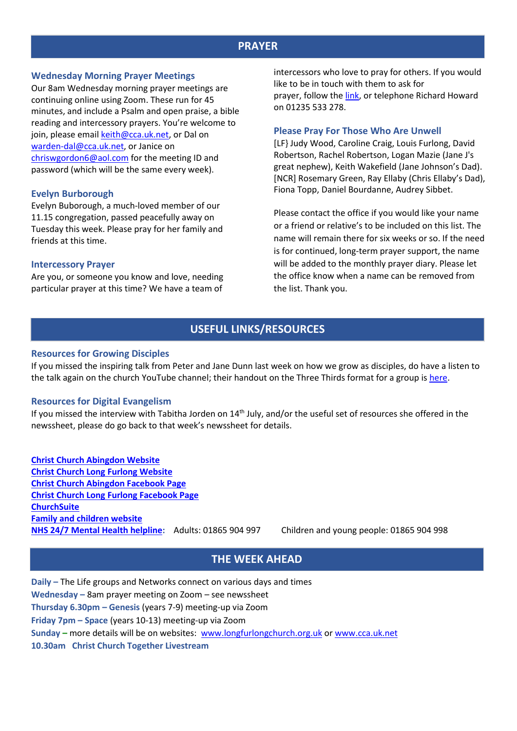## PRAYER

### Wednesday Morning Prayer Meetings

Our 8am Wednesday morning prayer meetings are continuing online using Zoom. These run for 45 minutes, and include a Psalm and open praise, a bible reading and intercessory prayers. You're welcome to join, please email keith@cca.uk.net, or Dal on warden-dal@cca.uk.net, or Janice on chriswgordon6@aol.com for the meeting ID and password (which will be the same every week).

### Evelyn Burborough

Evelyn Buborough, a much-loved member of our 11.15 congregation, passed peacefully away on Tuesday this week. Please pray for her family and friends at this time.

### Intercessory Prayer

Are you, or someone you know and love, needing particular prayer at this time? We have a team of intercessors who love to pray for others. If you would like to be in touch with them to ask for prayer, follow the link, or telephone Richard Howard on 01235 533 278.

### Please Pray For Those Who Are Unwell

[LF} Judy Wood, Caroline Craig, Louis Furlong, David Robertson, Rachel Robertson, Logan Mazie (Jane J's great nephew), Keith Wakefield (Jane Johnson's Dad). [NCR] Rosemary Green, Ray Ellaby (Chris Ellaby's Dad), Fiona Topp, Daniel Bourdanne, Audrey Sibbet.

Please contact the office if you would like your name or a friend or relative's to be included on this list. The name will remain there for six weeks or so. If the need is for continued, long-term prayer support, the name will be added to the monthly prayer diary. Please let the office know when a name can be removed from the list. Thank you.

## USEFUL LINKS/RESOURCES

### Resources for Growing Disciples

If you missed the inspiring talk from Peter and Jane Dunn last week on how we grow as disciples, do have a listen to the talk again on the church YouTube channel; their handout on the Three Thirds format for a group is here.

### Resources for Digital Evangelism

If you missed the interview with Tabitha Jorden on 14th July, and/or the useful set of resources she offered in the newssheet, please do go back to that week's newssheet for details.

**Christ Church Abingdon Website**
**Christ Church Long Furlong Website**
**Christ Church Abingdon Facebook Page**
**Christ Church Long Furlong Facebook Page**
**ChurchSuite**
**Family and children website**
**NHS 24/7 Mental Health helpline:** Adults: 01865 904 997 Children and young people: 01865 904 998

## THE WEEK AHEAD

**Daily –** The Life groups and Networks connect on various days and times
**Wednesday –** 8am prayer meeting on Zoom – see newssheet
**Thursday 6.30pm – Genesis** (years 7-9) meeting-up via Zoom
**Friday 7pm – Space** (years 10-13) meeting-up via Zoom
**Sunday –** more details will be on websites: www.longfurlongchurch.org.uk or www.cca.uk.net
**10.30am Christ Church Together Livestream**